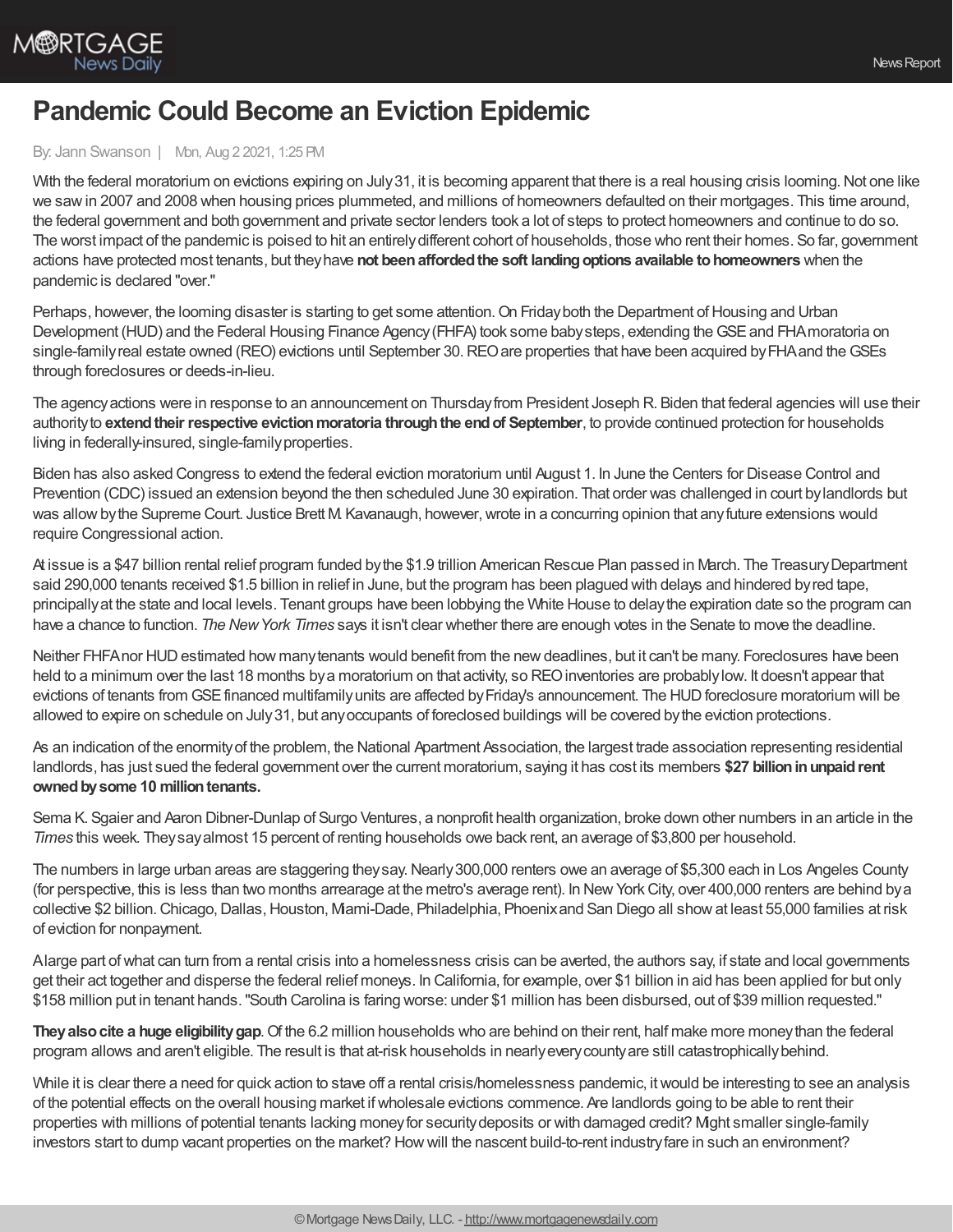# Pandemic Could Become an Eviction Epidemic

By: Jann Swanson | Mon, Aug 2 2021, 1:25 PM

With the federal moratorium on evictions expiring on July 31, it is becoming apparent that there is a real housing crisis looming. Not one like we saw in 2007 and 2008 when housing prices plummeted, and millions of homeowners defaulted on their mortgages. This time around, the federal government and both government and private sector lenders took a lot of steps to protect homeowners and continue to do so. The worst impact of the pandemic is poised to hit an entirely different cohort of households, those who rent their homes. So far, government actions have protected most tenants, but they have **not been afforded the soft landing options available to homeowners** when the pandemic is declared "over."

Perhaps, however, the looming disaster is starting to get some attention. On Friday both the Department of Housing and Urban Development (HUD) and the Federal Housing Finance Agency (FHFA) took some baby steps, extending the GSE and FHA moratoria on single-family real estate owned (REO) evictions until September 30. REO are properties that have been acquired by FHA and the GSEs through foreclosures or deeds-in-lieu.

The agency actions were in response to an announcement on Thursday from President Joseph R. Biden that federal agencies will use their authority to **extend their respective eviction moratoria through the end of September**, to provide continued protection for households living in federally-insured, single-family properties.

Biden has also asked Congress to extend the federal eviction moratorium until August 1. In June the Centers for Disease Control and Prevention (CDC) issued an extension beyond the then scheduled June 30 expiration. That order was challenged in court by landlords but was allow by the Supreme Court. Justice Brett M. Kavanaugh, however, wrote in a concurring opinion that any future extensions would require Congressional action.

At issue is a $47 billion rental relief program funded by the $1.9 trillion American Rescue Plan passed in March. The Treasury Department said 290,000 tenants received $1.5 billion in relief in June, but the program has been plagued with delays and hindered by red tape, principally at the state and local levels. Tenant groups have been lobbying the White House to delay the expiration date so the program can have a chance to function. *The New York Times* says it isn't clear whether there are enough votes in the Senate to move the deadline.

Neither FHFA nor HUD estimated how many tenants would benefit from the new deadlines, but it can't be many. Foreclosures have been held to a minimum over the last 18 months by a moratorium on that activity, so REO inventories are probably low. It doesn't appear that evictions of tenants from GSE financed multifamily units are affected by Friday's announcement. The HUD foreclosure moratorium will be allowed to expire on schedule on July 31, but any occupants of foreclosed buildings will be covered by the eviction protections.

As an indication of the enormity of the problem, the National Apartment Association, the largest trade association representing residential landlords, has just sued the federal government over the current moratorium, saying it has cost its members **$27 billion in unpaid rent owned by some 10 million tenants.**

Sema K. Sgaier and Aaron Dibner-Dunlap of Surgo Ventures, a nonprofit health organization, broke down other numbers in an article in the *Times* this week. They say almost 15 percent of renting households owe back rent, an average of $3,800 per household.

The numbers in large urban areas are staggering they say. Nearly 300,000 renters owe an average of $5,300 each in Los Angeles County (for perspective, this is less than two months arrearage at the metro's average rent). In New York City, over 400,000 renters are behind by a collective $2 billion. Chicago, Dallas, Houston, Miami-Dade, Philadelphia, Phoenix and San Diego all show at least 55,000 families at risk of eviction for nonpayment.

A large part of what can turn from a rental crisis into a homelessness crisis can be averted, the authors say, if state and local governments get their act together and disperse the federal relief moneys. In California, for example, over $1 billion in aid has been applied for but only $158 million put in tenant hands. "South Carolina is faring worse: under $1 million has been disbursed, out of $39 million requested."

**They also cite a huge eligibility gap**. Of the 6.2 million households who are behind on their rent, half make more money than the federal program allows and aren't eligible. The result is that at-risk households in nearly every county are still catastrophically behind.

While it is clear there a need for quick action to stave off a rental crisis/homelessness pandemic, it would be interesting to see an analysis of the potential effects on the overall housing market if wholesale evictions commence. Are landlords going to be able to rent their properties with millions of potential tenants lacking money for security deposits or with damaged credit? Might smaller single-family investors start to dump vacant properties on the market? How will the nascent build-to-rent industry fare in such an environment?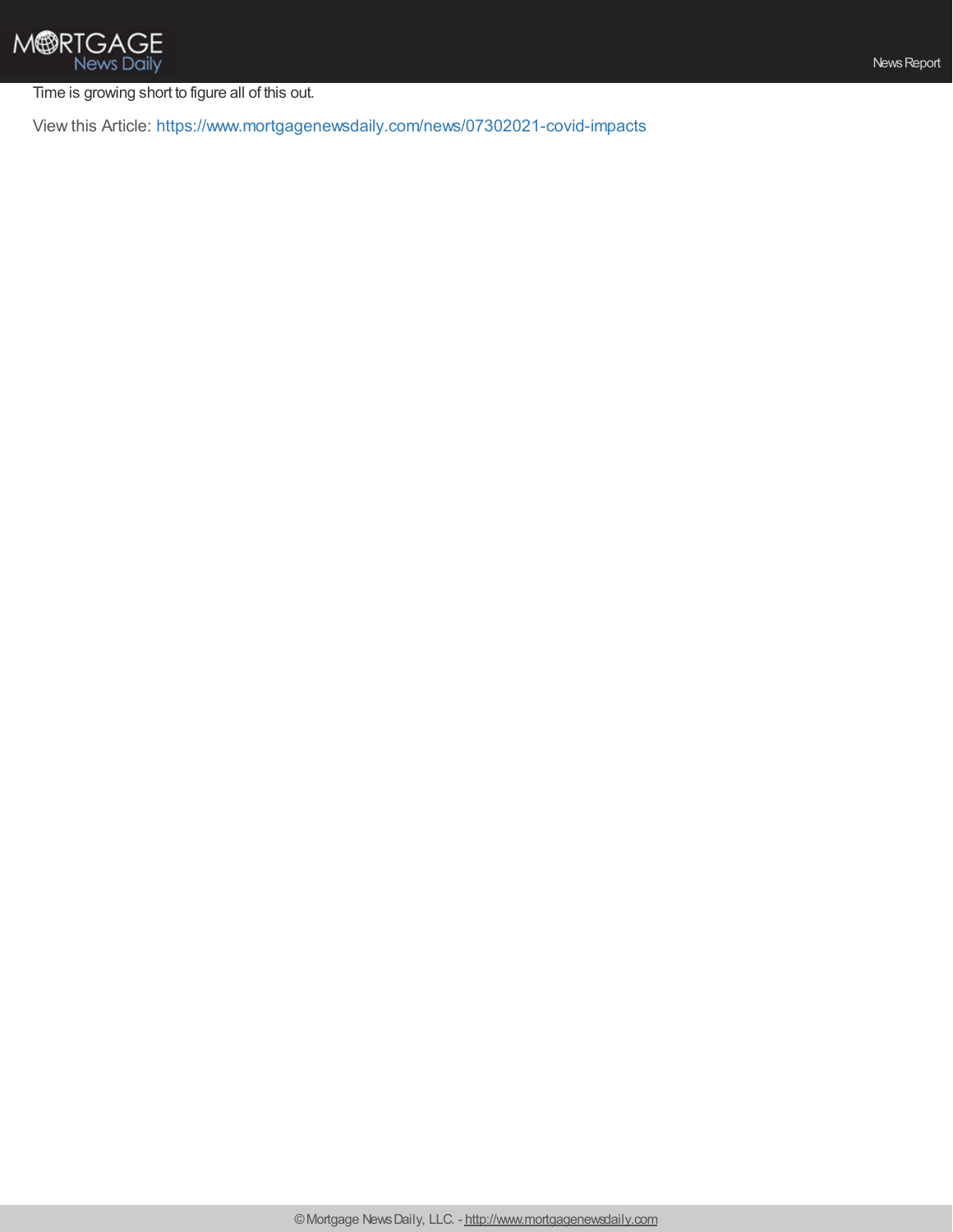Time is growing short to figure all of this out.

View this Article: https://www.mortgagenewsdaily.com/news/07302021-covid-impacts